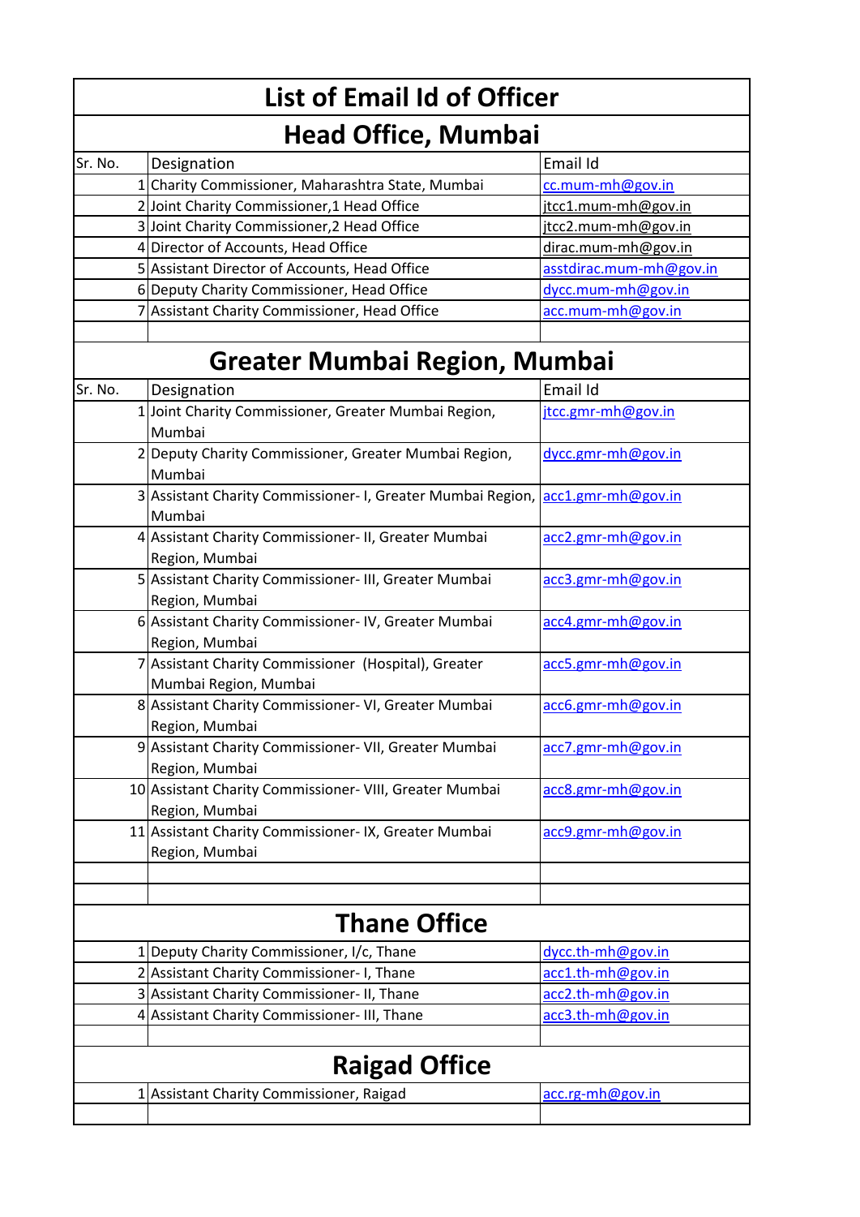# List of Email Id of Officer

## Head Office, Mumbai

| Sr. No. | Designation | Email Id |
|---|---|---|
| 1 | Charity Commissioner, Maharashtra State, Mumbai | cc.mum-mh@gov.in |
| 2 | Joint Charity Commissioner,1 Head Office | jtcc1.mum-mh@gov.in |
| 3 | Joint Charity Commissioner,2 Head Office | jtcc2.mum-mh@gov.in |
| 4 | Director of Accounts, Head Office | dirac.mum-mh@gov.in |
| 5 | Assistant Director of Accounts, Head Office | asstdirac.mum-mh@gov.in |
| 6 | Deputy Charity Commissioner, Head Office | dycc.mum-mh@gov.in |
| 7 | Assistant Charity Commissioner, Head Office | acc.mum-mh@gov.in |

## Greater Mumbai Region, Mumbai

| Sr. No. | Designation | Email Id |
|---|---|---|
| 1 | Joint Charity Commissioner, Greater Mumbai Region, Mumbai | jtcc.gmr-mh@gov.in |
| 2 | Deputy Charity Commissioner, Greater Mumbai Region, Mumbai | dycc.gmr-mh@gov.in |
| 3 | Assistant Charity Commissioner- I, Greater Mumbai Region, Mumbai | acc1.gmr-mh@gov.in |
| 4 | Assistant Charity Commissioner- II, Greater Mumbai Region, Mumbai | acc2.gmr-mh@gov.in |
| 5 | Assistant Charity Commissioner- III, Greater Mumbai Region, Mumbai | acc3.gmr-mh@gov.in |
| 6 | Assistant Charity Commissioner- IV, Greater Mumbai Region, Mumbai | acc4.gmr-mh@gov.in |
| 7 | Assistant Charity Commissioner (Hospital), Greater Mumbai Region, Mumbai | acc5.gmr-mh@gov.in |
| 8 | Assistant Charity Commissioner- VI, Greater Mumbai Region, Mumbai | acc6.gmr-mh@gov.in |
| 9 | Assistant Charity Commissioner- VII, Greater Mumbai Region, Mumbai | acc7.gmr-mh@gov.in |
| 10 | Assistant Charity Commissioner- VIII, Greater Mumbai Region, Mumbai | acc8.gmr-mh@gov.in |
| 11 | Assistant Charity Commissioner- IX, Greater Mumbai Region, Mumbai | acc9.gmr-mh@gov.in |

## Thane Office

| | | |
|---|---|---|
| 1 | Deputy Charity Commissioner, I/c, Thane | dycc.th-mh@gov.in |
| 2 | Assistant Charity Commissioner- I, Thane | acc1.th-mh@gov.in |
| 3 | Assistant Charity Commissioner- II, Thane | acc2.th-mh@gov.in |
| 4 | Assistant Charity Commissioner- III, Thane | acc3.th-mh@gov.in |

## Raigad Office

| | | |
|---|---|---|
| 1 | Assistant Charity Commissioner, Raigad | acc.rg-mh@gov.in |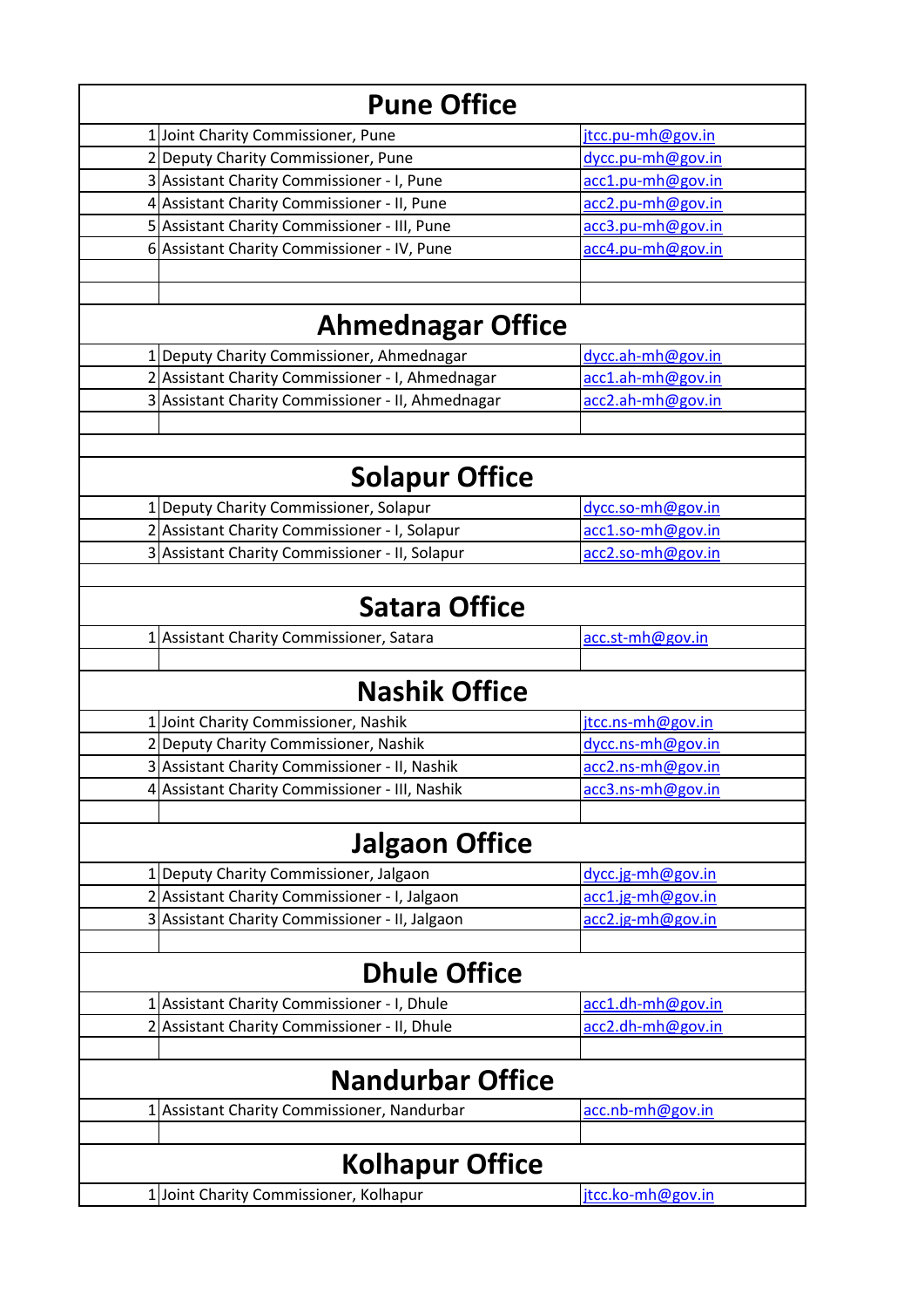| | | |
|---|---|---|
| **Pune Office** | | |
| 1 | Joint Charity Commissioner, Pune | jtcc.pu-mh@gov.in |
| 2 | Deputy Charity Commissioner, Pune | dycc.pu-mh@gov.in |
| 3 | Assistant Charity Commissioner - I, Pune | acc1.pu-mh@gov.in |
| 4 | Assistant Charity Commissioner - II, Pune | acc2.pu-mh@gov.in |
| 5 | Assistant Charity Commissioner - III, Pune | acc3.pu-mh@gov.in |
| 6 | Assistant Charity Commissioner - IV, Pune | acc4.pu-mh@gov.in |
| **Ahmednagar Office** | | |
| 1 | Deputy Charity Commissioner, Ahmednagar | dycc.ah-mh@gov.in |
| 2 | Assistant Charity Commissioner - I, Ahmednagar | acc1.ah-mh@gov.in |
| 3 | Assistant Charity Commissioner - II, Ahmednagar | acc2.ah-mh@gov.in |
| **Solapur Office** | | |
| 1 | Deputy Charity Commissioner, Solapur | dycc.so-mh@gov.in |
| 2 | Assistant Charity Commissioner - I, Solapur | acc1.so-mh@gov.in |
| 3 | Assistant Charity Commissioner - II, Solapur | acc2.so-mh@gov.in |
| **Satara Office** | | |
| 1 | Assistant Charity Commissioner, Satara | acc.st-mh@gov.in |
| **Nashik Office** | | |
| 1 | Joint Charity Commissioner, Nashik | jtcc.ns-mh@gov.in |
| 2 | Deputy Charity Commissioner, Nashik | dycc.ns-mh@gov.in |
| 3 | Assistant Charity Commissioner - II, Nashik | acc2.ns-mh@gov.in |
| 4 | Assistant Charity Commissioner - III, Nashik | acc3.ns-mh@gov.in |
| **Jalgaon Office** | | |
| 1 | Deputy Charity Commissioner, Jalgaon | dycc.jg-mh@gov.in |
| 2 | Assistant Charity Commissioner - I, Jalgaon | acc1.jg-mh@gov.in |
| 3 | Assistant Charity Commissioner - II, Jalgaon | acc2.jg-mh@gov.in |
| **Dhule Office** | | |
| 1 | Assistant Charity Commissioner - I, Dhule | acc1.dh-mh@gov.in |
| 2 | Assistant Charity Commissioner - II, Dhule | acc2.dh-mh@gov.in |
| **Nandurbar Office** | | |
| 1 | Assistant Charity Commissioner, Nandurbar | acc.nb-mh@gov.in |
| **Kolhapur Office** | | |
| 1 | Joint Charity Commissioner, Kolhapur | jtcc.ko-mh@gov.in |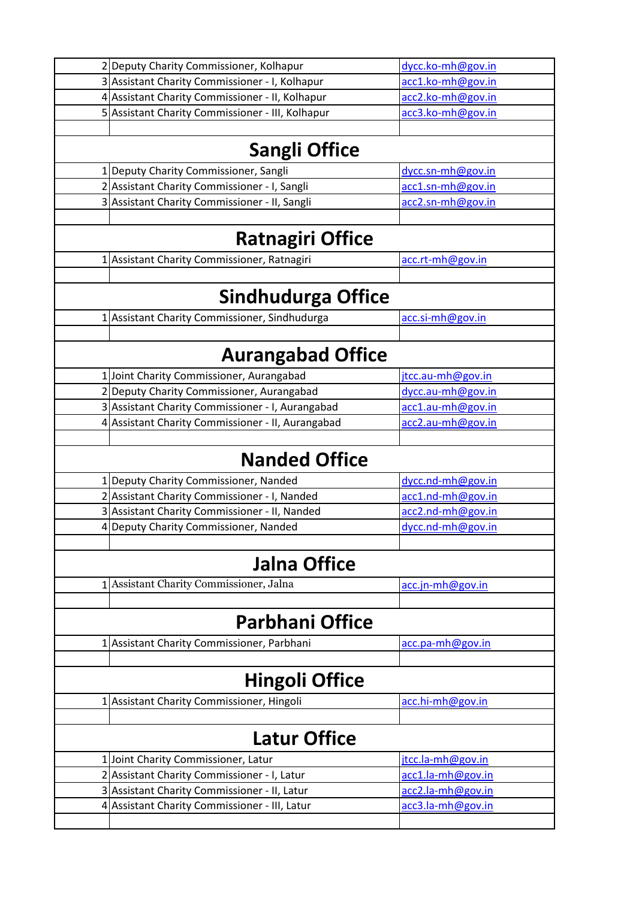| | | |
|---|---|---|
| 2 | Deputy Charity Commissioner, Kolhapur | dycc.ko-mh@gov.in |
| 3 | Assistant Charity Commissioner - I, Kolhapur | acc1.ko-mh@gov.in |
| 4 | Assistant Charity Commissioner - II, Kolhapur | acc2.ko-mh@gov.in |
| 5 | Assistant Charity Commissioner - III, Kolhapur | acc3.ko-mh@gov.in |

## Sangli Office

| | | |
|---|---|---|
| 1 | Deputy Charity Commissioner, Sangli | dycc.sn-mh@gov.in |
| 2 | Assistant Charity Commissioner - I, Sangli | acc1.sn-mh@gov.in |
| 3 | Assistant Charity Commissioner - II, Sangli | acc2.sn-mh@gov.in |

## Ratnagiri Office

| | | |
|---|---|---|
| 1 | Assistant Charity Commissioner, Ratnagiri | acc.rt-mh@gov.in |

## Sindhudurga Office

| | | |
|---|---|---|
| 1 | Assistant Charity Commissioner, Sindhudurga | acc.si-mh@gov.in |

## Aurangabad Office

| | | |
|---|---|---|
| 1 | Joint Charity Commissioner, Aurangabad | jtcc.au-mh@gov.in |
| 2 | Deputy Charity Commissioner, Aurangabad | dycc.au-mh@gov.in |
| 3 | Assistant Charity Commissioner - I, Aurangabad | acc1.au-mh@gov.in |
| 4 | Assistant Charity Commissioner - II, Aurangabad | acc2.au-mh@gov.in |

## Nanded Office

| | | |
|---|---|---|
| 1 | Deputy Charity Commissioner, Nanded | dycc.nd-mh@gov.in |
| 2 | Assistant Charity Commissioner - I, Nanded | acc1.nd-mh@gov.in |
| 3 | Assistant Charity Commissioner - II, Nanded | acc2.nd-mh@gov.in |
| 4 | Deputy Charity Commissioner, Nanded | dycc.nd-mh@gov.in |

## Jalna Office

| | | |
|---|---|---|
| 1 | Assistant Charity Commissioner, Jalna | acc.jn-mh@gov.in |

## Parbhani Office

| | | |
|---|---|---|
| 1 | Assistant Charity Commissioner, Parbhani | acc.pa-mh@gov.in |

## Hingoli Office

| | | |
|---|---|---|
| 1 | Assistant Charity Commissioner, Hingoli | acc.hi-mh@gov.in |

## Latur Office

| | | |
|---|---|---|
| 1 | Joint Charity Commissioner, Latur | jtcc.la-mh@gov.in |
| 2 | Assistant Charity Commissioner - I, Latur | acc1.la-mh@gov.in |
| 3 | Assistant Charity Commissioner - II, Latur | acc2.la-mh@gov.in |
| 4 | Assistant Charity Commissioner - III, Latur | acc3.la-mh@gov.in |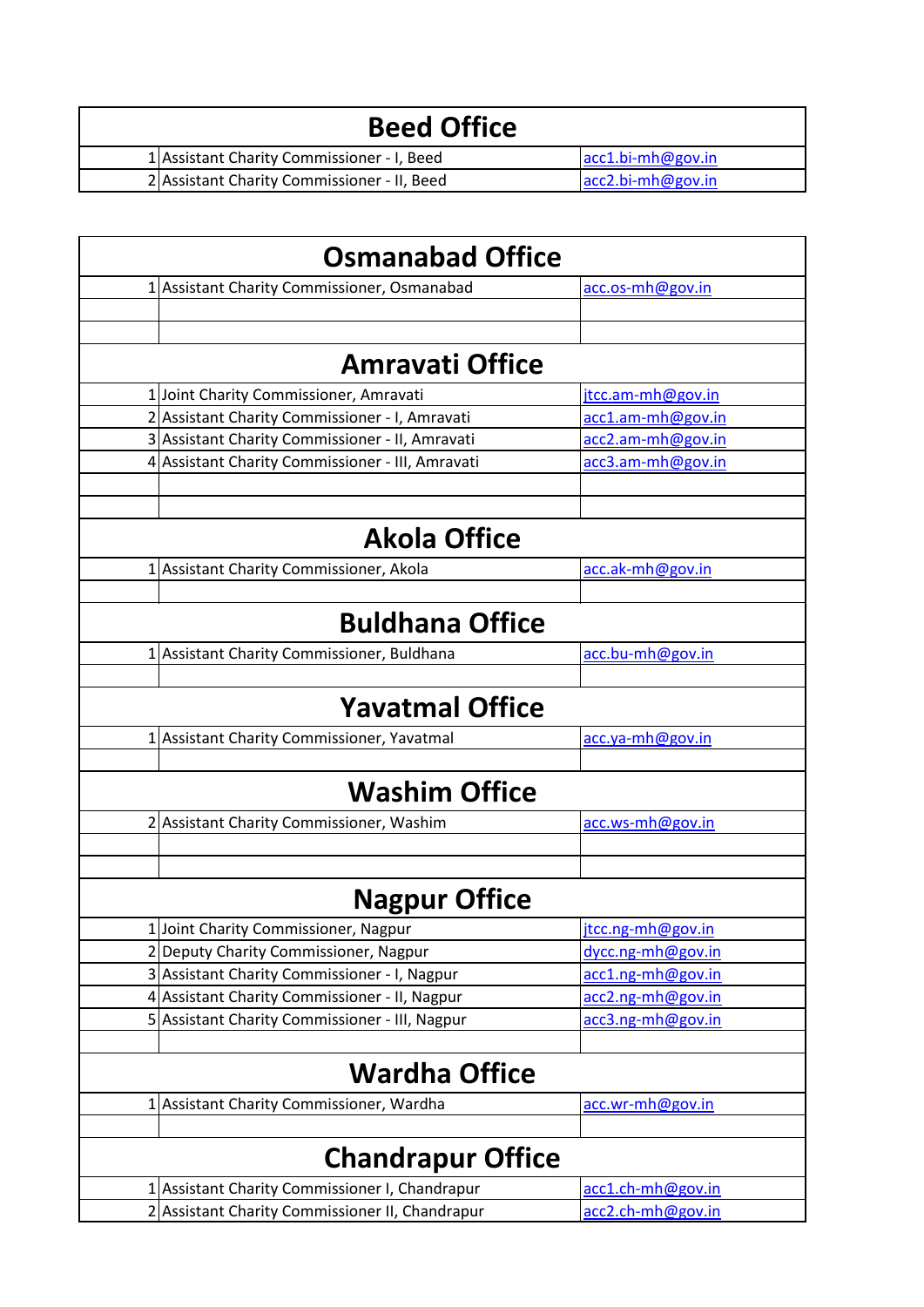| Beed Office | | |
|---|---|---|
| 1 | Assistant Charity Commissioner - I, Beed | acc1.bi-mh@gov.in |
| 2 | Assistant Charity Commissioner - II, Beed | acc2.bi-mh@gov.in |

| Osmanabad Office | | |
|---|---|---|
| 1 | Assistant Charity Commissioner, Osmanabad | acc.os-mh@gov.in |
| | | |
| | | |
| **Amravati Office** | | |
| 1 | Joint Charity Commissioner, Amravati | jtcc.am-mh@gov.in |
| 2 | Assistant Charity Commissioner - I, Amravati | acc1.am-mh@gov.in |
| 3 | Assistant Charity Commissioner - II, Amravati | acc2.am-mh@gov.in |
| 4 | Assistant Charity Commissioner - III, Amravati | acc3.am-mh@gov.in |
| | | |
| | | |
| **Akola Office** | | |
| 1 | Assistant Charity Commissioner, Akola | acc.ak-mh@gov.in |
| | | |
| **Buldhana Office** | | |
| 1 | Assistant Charity Commissioner, Buldhana | acc.bu-mh@gov.in |
| | | |
| **Yavatmal Office** | | |
| 1 | Assistant Charity Commissioner, Yavatmal | acc.ya-mh@gov.in |
| | | |
| **Washim Office** | | |
| 2 | Assistant Charity Commissioner, Washim | acc.ws-mh@gov.in |
| | | |
| | | |
| **Nagpur Office** | | |
| 1 | Joint Charity Commissioner, Nagpur | jtcc.ng-mh@gov.in |
| 2 | Deputy Charity Commissioner, Nagpur | dycc.ng-mh@gov.in |
| 3 | Assistant Charity Commissioner - I, Nagpur | acc1.ng-mh@gov.in |
| 4 | Assistant Charity Commissioner - II, Nagpur | acc2.ng-mh@gov.in |
| 5 | Assistant Charity Commissioner - III, Nagpur | acc3.ng-mh@gov.in |
| | | |
| **Wardha Office** | | |
| 1 | Assistant Charity Commissioner, Wardha | acc.wr-mh@gov.in |
| | | |
| **Chandrapur Office** | | |
| 1 | Assistant Charity Commissioner I, Chandrapur | acc1.ch-mh@gov.in |
| 2 | Assistant Charity Commissioner II, Chandrapur | acc2.ch-mh@gov.in |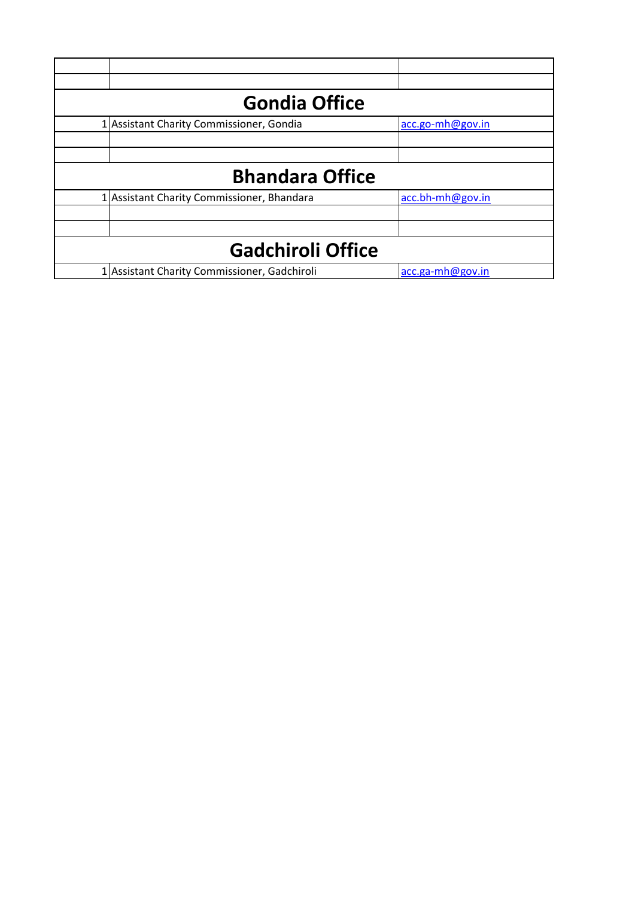| | | |
|---|---|---|
| | | |
| | | |
| **Gondia Office** | | |
| 1 | Assistant Charity Commissioner, Gondia | acc.go-mh@gov.in |
| | | |
| | | |
| **Bhandara Office** | | |
| 1 | Assistant Charity Commissioner, Bhandara | acc.bh-mh@gov.in |
| | | |
| | | |
| **Gadchiroli Office** | | |
| 1 | Assistant Charity Commissioner, Gadchiroli | acc.ga-mh@gov.in |